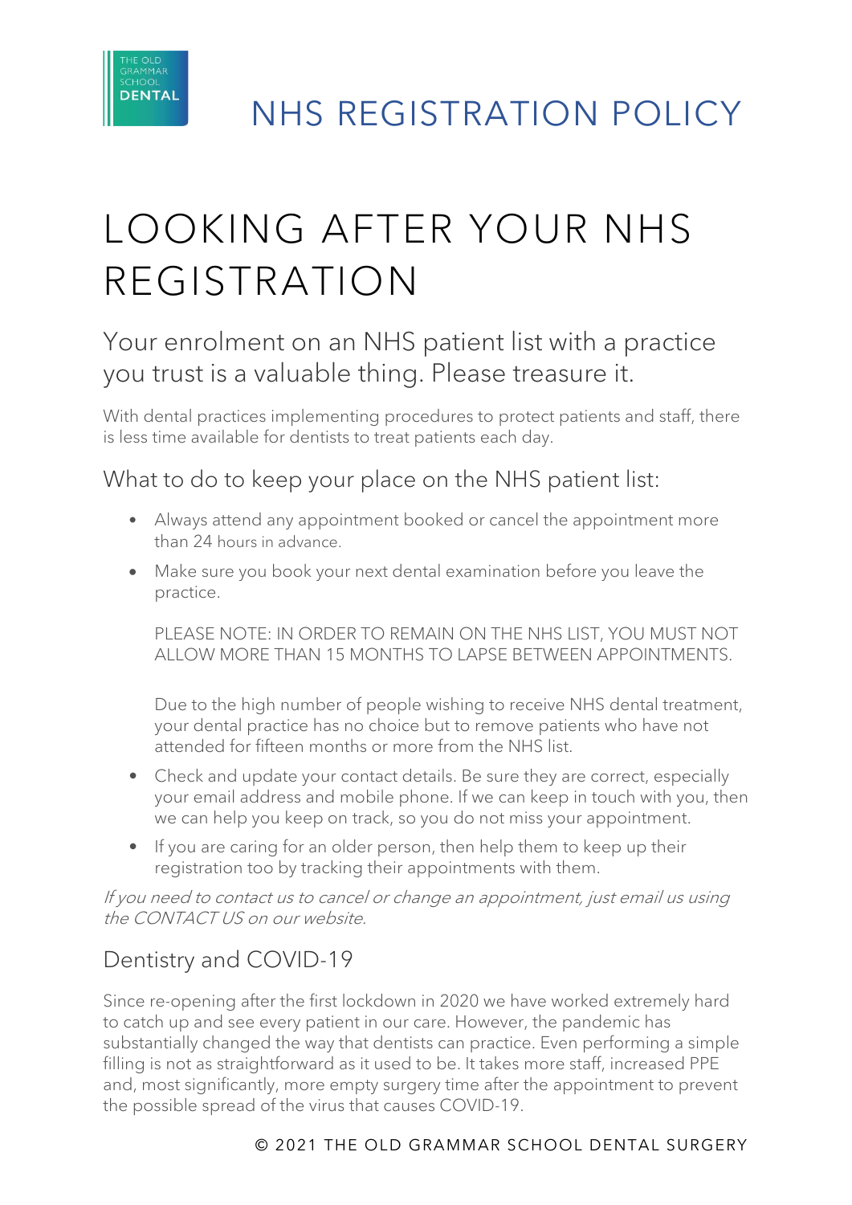THE OLD GRAMMAR SCHOOL DENTAL

# NHS REGISTRATION POLICY

# LOOKING AFTER YOUR NHS REGISTRATION

## Your enrolment on an NHS patient list with a practice you trust is a valuable thing. Please treasure it.

With dental practices implementing procedures to protect patients and staff, there is less time available for dentists to treat patients each day.

### What to do to keep your place on the NHS patient list:

- Always attend any appointment booked or cancel the appointment more than 24 hours in advance.
- Make sure you book your next dental examination before you leave the practice.

  PLEASE NOTE: IN ORDER TO REMAIN ON THE NHS LIST, YOU MUST NOT ALLOW MORE THAN 15 MONTHS TO LAPSE BETWEEN APPOINTMENTS.

  Due to the high number of people wishing to receive NHS dental treatment, your dental practice has no choice but to remove patients who have not attended for fifteen months or more from the NHS list.
- Check and update your contact details. Be sure they are correct, especially your email address and mobile phone. If we can keep in touch with you, then we can help you keep on track, so you do not miss your appointment.
- If you are caring for an older person, then help them to keep up their registration too by tracking their appointments with them.

*If you need to contact us to cancel or change an appointment, just email us using the CONTACT US on our website.*

### Dentistry and COVID-19

Since re-opening after the first lockdown in 2020 we have worked extremely hard to catch up and see every patient in our care. However, the pandemic has substantially changed the way that dentists can practice. Even performing a simple filling is not as straightforward as it used to be. It takes more staff, increased PPE and, most significantly, more empty surgery time after the appointment to prevent the possible spread of the virus that causes COVID-19.

© 2021 THE OLD GRAMMAR SCHOOL DENTAL SURGERY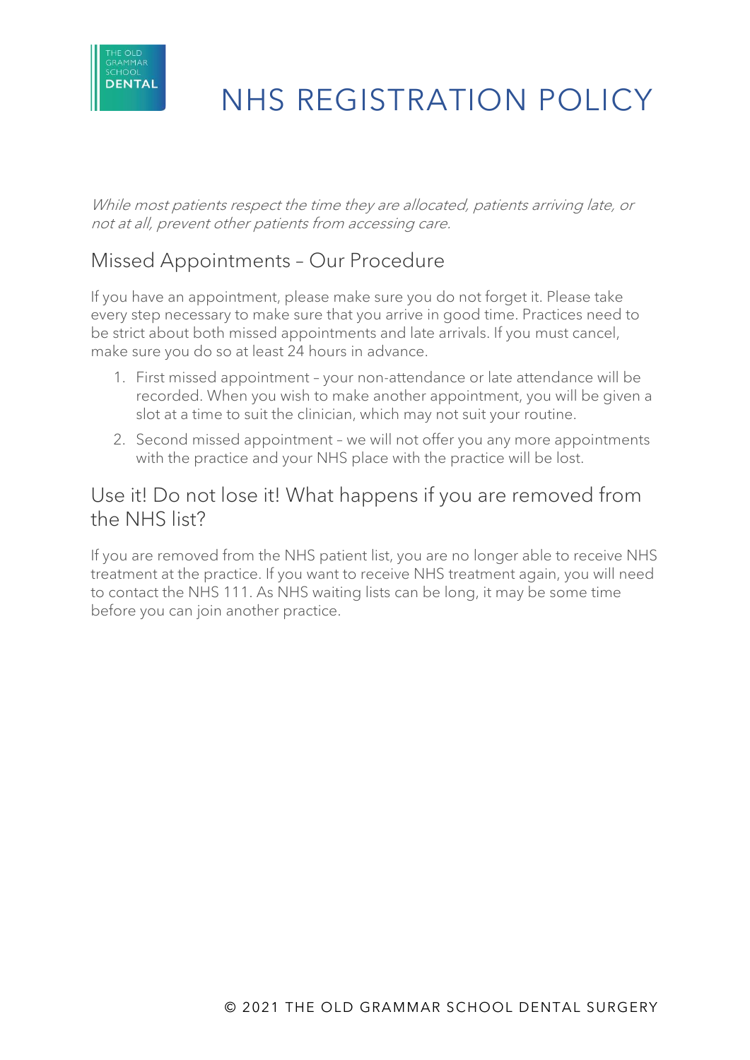# NHS REGISTRATION POLICY

*While most patients respect the time they are allocated, patients arriving late, or not at all, prevent other patients from accessing care.*

## Missed Appointments – Our Procedure

If you have an appointment, please make sure you do not forget it. Please take every step necessary to make sure that you arrive in good time. Practices need to be strict about both missed appointments and late arrivals. If you must cancel, make sure you do so at least 24 hours in advance.

1. First missed appointment – your non-attendance or late attendance will be recorded. When you wish to make another appointment, you will be given a slot at a time to suit the clinician, which may not suit your routine.
2. Second missed appointment – we will not offer you any more appointments with the practice and your NHS place with the practice will be lost.

## Use it! Do not lose it! What happens if you are removed from the NHS list?

If you are removed from the NHS patient list, you are no longer able to receive NHS treatment at the practice. If you want to receive NHS treatment again, you will need to contact the NHS 111. As NHS waiting lists can be long, it may be some time before you can join another practice.

© 2021 THE OLD GRAMMAR SCHOOL DENTAL SURGERY